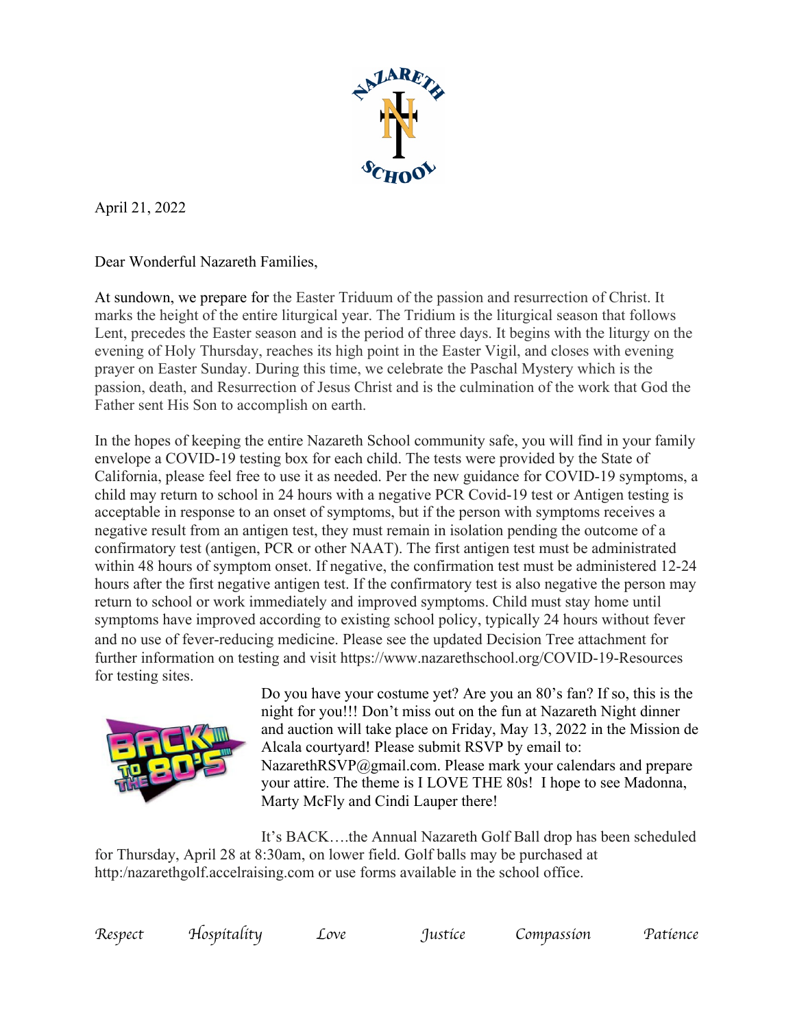April 21, 2022

Dear Wonderful Nazareth Families,

At sundown, we prepare for the Easter Triduum of the passion and resurrection of Christ. It marks the height of the entire liturgical year. The Tridium is the liturgical season that follows Lent, precedes the Easter season and is the period of three days. It begins with the liturgy on the evening of Holy Thursday, reaches its high point in the Easter Vigil, and closes with evening prayer on Easter Sunday. During this time, we celebrate the Paschal Mystery which is the passion, death, and Resurrection of Jesus Christ and is the culmination of the work that God the Father sent His Son to accomplish on earth.

In the hopes of keeping the entire Nazareth School community safe, you will find in your family envelope a COVID-19 testing box for each child. The tests were provided by the State of California, please feel free to use it as needed. Per the new guidance for COVID-19 symptoms, a child may return to school in 24 hours with a negative PCR Covid-19 test or Antigen testing is acceptable in response to an onset of symptoms, but if the person with symptoms receives a negative result from an antigen test, they must remain in isolation pending the outcome of a confirmatory test (antigen, PCR or other NAAT). The first antigen test must be administrated within 48 hours of symptom onset. If negative, the confirmation test must be administered 12-24 hours after the first negative antigen test. If the confirmatory test is also negative the person may return to school or work immediately and improved symptoms. Child must stay home until symptoms have improved according to existing school policy, typically 24 hours without fever and no use of fever-reducing medicine. Please see the updated Decision Tree attachment for further information on testing and visit https://www.nazarethschool.org/COVID-19-Resources for testing sites.

Do you have your costume yet? Are you an 80's fan? If so, this is the night for you!!! Don't miss out on the fun at Nazareth Night dinner and auction will take place on Friday, May 13, 2022 in the Mission de Alcala courtyard! Please submit RSVP by email to: NazarethRSVP@gmail.com. Please mark your calendars and prepare your attire. The theme is I LOVE THE 80s! I hope to see Madonna, Marty McFly and Cindi Lauper there!

It's BACK….the Annual Nazareth Golf Ball drop has been scheduled for Thursday, April 28 at 8:30am, on lower field. Golf balls may be purchased at http:/nazarethgolf.accelraising.com or use forms available in the school office.

*Respect Hospitality Love Justice Compassion Patience*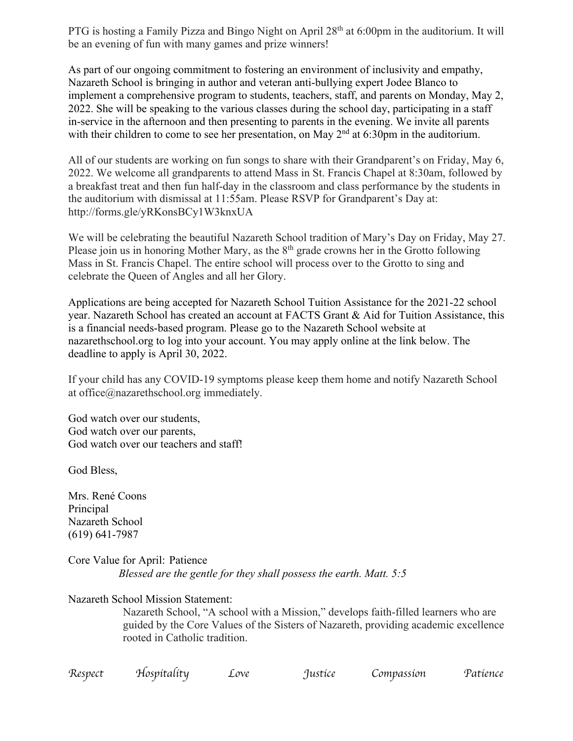PTG is hosting a Family Pizza and Bingo Night on April 28th at 6:00pm in the auditorium. It will be an evening of fun with many games and prize winners!

As part of our ongoing commitment to fostering an environment of inclusivity and empathy, Nazareth School is bringing in author and veteran anti-bullying expert Jodee Blanco to implement a comprehensive program to students, teachers, staff, and parents on Monday, May 2, 2022. She will be speaking to the various classes during the school day, participating in a staff in-service in the afternoon and then presenting to parents in the evening. We invite all parents with their children to come to see her presentation, on May 2nd at 6:30pm in the auditorium.

All of our students are working on fun songs to share with their Grandparent's on Friday, May 6, 2022. We welcome all grandparents to attend Mass in St. Francis Chapel at 8:30am, followed by a breakfast treat and then fun half-day in the classroom and class performance by the students in the auditorium with dismissal at 11:55am. Please RSVP for Grandparent's Day at: http://forms.gle/yRKonsBCy1W3knxUA

We will be celebrating the beautiful Nazareth School tradition of Mary's Day on Friday, May 27. Please join us in honoring Mother Mary, as the 8th grade crowns her in the Grotto following Mass in St. Francis Chapel. The entire school will process over to the Grotto to sing and celebrate the Queen of Angles and all her Glory.

Applications are being accepted for Nazareth School Tuition Assistance for the 2021-22 school year. Nazareth School has created an account at FACTS Grant & Aid for Tuition Assistance, this is a financial needs-based program. Please go to the Nazareth School website at nazarethschool.org to log into your account. You may apply online at the link below. The deadline to apply is April 30, 2022.

If your child has any COVID-19 symptoms please keep them home and notify Nazareth School at office@nazarethschool.org immediately.

God watch over our students,
God watch over our parents,
God watch over our teachers and staff!

God Bless,

Mrs. René Coons
Principal
Nazareth School
(619) 641-7987

Core Value for April: Patience

*Blessed are the gentle for they shall possess the earth. Matt. 5:5*

Nazareth School Mission Statement:

Nazareth School, "A school with a Mission," develops faith-filled learners who are guided by the Core Values of the Sisters of Nazareth, providing academic excellence rooted in Catholic tradition.

*Respect* *Hospitality* *Love* *Justice* *Compassion* *Patience*